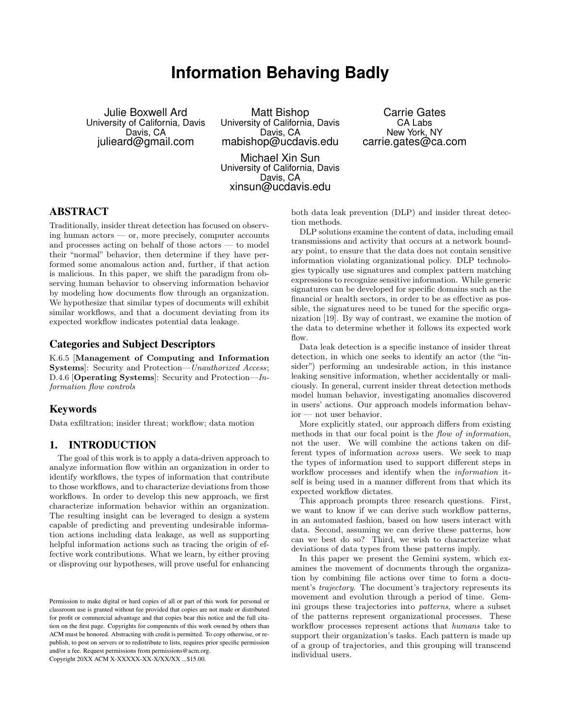# Information Behaving Badly

Julie Boxwell Ard
University of California, Davis
Davis, CA
julieard@gmail.com

Matt Bishop
University of California, Davis
Davis, CA
mabishop@ucdavis.edu

Carrie Gates
CA Labs
New York, NY
carrie.gates@ca.com

Michael Xin Sun
University of California, Davis
Davis, CA
xinsun@ucdavis.edu

## ABSTRACT

Traditionally, insider threat detection has focused on observing human actors — or, more precisely, computer accounts and processes acting on behalf of those actors — to model their "normal" behavior, then determine if they have performed some anomalous action and, further, if that action is malicious. In this paper, we shift the paradigm from observing human behavior to observing information behavior by modeling how documents flow through an organization. We hypothesize that similar types of documents will exhibit similar workflows, and that a document deviating from its expected workflow indicates potential data leakage.

## Categories and Subject Descriptors

K.6.5 [**Management of Computing and Information Systems**]: Security and Protection—*Unauthorized Access*; D.4.6 [**Operating Systems**]: Security and Protection—*Information flow controls*

## Keywords

Data exfiltration; insider threat; workflow; data motion

## 1. INTRODUCTION

The goal of this work is to apply a data-driven approach to analyze information flow within an organization in order to identify workflows, the types of information that contribute to those workflows, and to characterize deviations from those workflows. In order to develop this new approach, we first characterize information behavior within an organization. The resulting insight can be leveraged to design a system capable of predicting and preventing undesirable information actions including data leakage, as well as supporting helpful information actions such as tracing the origin of effective work contributions. What we learn, by either proving or disproving our hypotheses, will prove useful for enhancing both data leak prevention (DLP) and insider threat detection methods.

DLP solutions examine the content of data, including email transmissions and activity that occurs at a network boundary point, to ensure that the data does not contain sensitive information violating organizational policy. DLP technologies typically use signatures and complex pattern matching expressions to recognize sensitive information. While generic signatures can be developed for specific domains such as the financial or health sectors, in order to be as effective as possible, the signatures need to be tuned for the specific organization [19]. By way of contrast, we examine the motion of the data to determine whether it follows its expected work flow.

Data leak detection is a specific instance of insider threat detection, in which one seeks to identify an actor (the "insider") performing an undesirable action, in this instance leaking sensitive information, whether accidentally or maliciously. In general, current insider threat detection methods model human behavior, investigating anomalies discovered in users' actions. Our approach models information behavior — not user behavior.

More explicitly stated, our approach differs from existing methods in that our focal point is the *flow of information*, not the user. We will combine the actions taken on different types of information *across* users. We seek to map the types of information used to support different steps in workflow processes and identify when the *information* itself is being used in a manner different from that which its expected workflow dictates.

This approach prompts three research questions. First, we want to know if we can derive such workflow patterns, in an automated fashion, based on how users interact with data. Second, assuming we can derive these patterns, how can we best do so? Third, we wish to characterize what deviations of data types from these patterns imply.

In this paper we present the Gemini system, which examines the movement of documents through the organization by combining file actions over time to form a document's *trajectory*. The document's trajectory represents its movement and evolution through a period of time. Gemini groups these trajectories into *patterns*, where a subset of the patterns represent organizational processes. These workflow processes represent actions that *humans* take to support their organization's tasks. Each pattern is made up of a group of trajectories, and this grouping will transcend individual users.

Permission to make digital or hard copies of all or part of this work for personal or classroom use is granted without fee provided that copies are not made or distributed for profit or commercial advantage and that copies bear this notice and the full citation on the first page. Copyrights for components of this work owned by others than ACM must be honored. Abstracting with credit is permitted. To copy otherwise, or republish, to post on servers or to redistribute to lists, requires prior specific permission and/or a fee. Request permissions from permissions@acm.org.
Copyright 20XX ACM X-XXXXX-XX-X/XX/XX ...$15.00.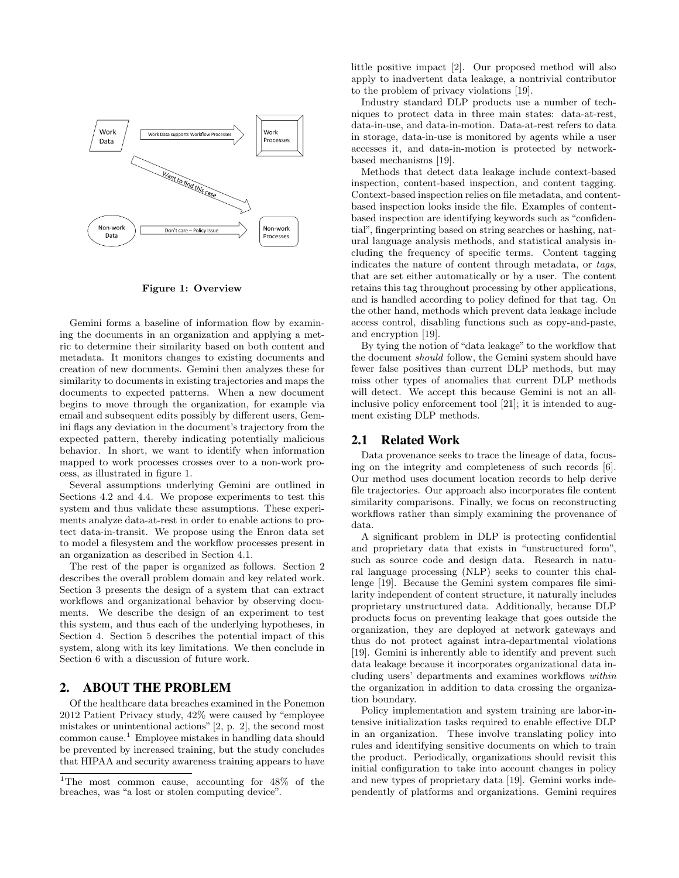Figure 1: Overview

Gemini forms a baseline of information flow by examining the documents in an organization and applying a metric to determine their similarity based on both content and metadata. It monitors changes to existing documents and creation of new documents. Gemini then analyzes these for similarity to documents in existing trajectories and maps the documents to expected patterns. When a new document begins to move through the organization, for example via email and subsequent edits possibly by different users, Gemini flags any deviation in the document's trajectory from the expected pattern, thereby indicating potentially malicious behavior. In short, we want to identify when information mapped to work processes crosses over to a non-work process, as illustrated in figure 1.

Several assumptions underlying Gemini are outlined in Sections 4.2 and 4.4. We propose experiments to test this system and thus validate these assumptions. These experiments analyze data-at-rest in order to enable actions to protect data-in-transit. We propose using the Enron data set to model a filesystem and the workflow processes present in an organization as described in Section 4.1.

The rest of the paper is organized as follows. Section 2 describes the overall problem domain and key related work. Section 3 presents the design of a system that can extract workflows and organizational behavior by observing documents. We describe the design of an experiment to test this system, and thus each of the underlying hypotheses, in Section 4. Section 5 describes the potential impact of this system, along with its key limitations. We then conclude in Section 6 with a discussion of future work.

## 2. ABOUT THE PROBLEM

Of the healthcare data breaches examined in the Ponemon 2012 Patient Privacy study, 42% were caused by "employee mistakes or unintentional actions" [2, p. 2], the second most common cause.[1] Employee mistakes in handling data should be prevented by increased training, but the study concludes that HIPAA and security awareness training appears to have little positive impact [2]. Our proposed method will also apply to inadvertent data leakage, a nontrivial contributor to the problem of privacy violations [19].

Industry standard DLP products use a number of techniques to protect data in three main states: data-at-rest, data-in-use, and data-in-motion. Data-at-rest refers to data in storage, data-in-use is monitored by agents while a user accesses it, and data-in-motion is protected by network-based mechanisms [19].

Methods that detect data leakage include context-based inspection, content-based inspection, and content tagging. Context-based inspection relies on file metadata, and content-based inspection looks inside the file. Examples of content-based inspection are identifying keywords such as "confidential", fingerprinting based on string searches or hashing, natural language analysis methods, and statistical analysis including the frequency of specific terms. Content tagging indicates the nature of content through metadata, or *tags*, that are set either automatically or by a user. The content retains this tag throughout processing by other applications, and is handled according to policy defined for that tag. On the other hand, methods which prevent data leakage include access control, disabling functions such as copy-and-paste, and encryption [19].

By tying the notion of "data leakage" to the workflow that the document *should* follow, the Gemini system should have fewer false positives than current DLP methods, but may miss other types of anomalies that current DLP methods will detect. We accept this because Gemini is not an all-inclusive policy enforcement tool [21]; it is intended to augment existing DLP methods.

### 2.1 Related Work

Data provenance seeks to trace the lineage of data, focusing on the integrity and completeness of such records [6]. Our method uses document location records to help derive file trajectories. Our approach also incorporates file content similarity comparisons. Finally, we focus on reconstructing workflows rather than simply examining the provenance of data.

A significant problem in DLP is protecting confidential and proprietary data that exists in "unstructured form", such as source code and design data. Research in natural language processing (NLP) seeks to counter this challenge [19]. Because the Gemini system compares file similarity independent of content structure, it naturally includes proprietary unstructured data. Additionally, because DLP products focus on preventing leakage that goes outside the organization, they are deployed at network gateways and thus do not protect against intra-departmental violations [19]. Gemini is inherently able to identify and prevent such data leakage because it incorporates organizational data including users' departments and examines workflows *within* the organization in addition to data crossing the organization boundary.

Policy implementation and system training are labor-intensive initialization tasks required to enable effective DLP in an organization. These involve translating policy into rules and identifying sensitive documents on which to train the product. Periodically, organizations should revisit this initial configuration to take into account changes in policy and new types of proprietary data [19]. Gemini works independently of platforms and organizations. Gemini requires

[1] The most common cause, accounting for 48% of the breaches, was "a lost or stolen computing device".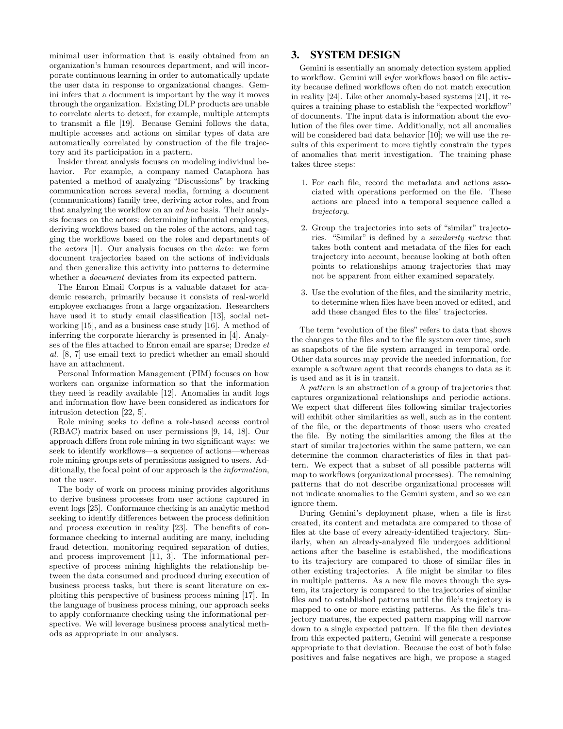minimal user information that is easily obtained from an organization's human resources department, and will incorporate continuous learning in order to automatically update the user data in response to organizational changes. Gemini infers that a document is important by the way it moves through the organization. Existing DLP products are unable to correlate alerts to detect, for example, multiple attempts to transmit a file [19]. Because Gemini follows the data, multiple accesses and actions on similar types of data are automatically correlated by construction of the file trajectory and its participation in a pattern.

Insider threat analysis focuses on modeling individual behavior. For example, a company named Cataphora has patented a method of analyzing "Discussions" by tracking communication across several media, forming a document (communications) family tree, deriving actor roles, and from that analyzing the workflow on an *ad hoc* basis. Their analysis focuses on the actors: determining influential employees, deriving workflows based on the roles of the actors, and tagging the workflows based on the roles and departments of the *actors* [1]. Our analysis focuses on the *data*: we form document trajectories based on the actions of individuals and then generalize this activity into patterns to determine whether a *document* deviates from its expected pattern.

The Enron Email Corpus is a valuable dataset for academic research, primarily because it consists of real-world employee exchanges from a large organization. Researchers have used it to study email classification [13], social networking [15], and as a business case study [16]. A method of inferring the corporate hierarchy is presented in [4]. Analyses of the files attached to Enron email are sparse; Dredze *et al.* [8, 7] use email text to predict whether an email should have an attachment.

Personal Information Management (PIM) focuses on how workers can organize information so that the information they need is readily available [12]. Anomalies in audit logs and information flow have been considered as indicators for intrusion detection [22, 5].

Role mining seeks to define a role-based access control (RBAC) matrix based on user permissions [9, 14, 18]. Our approach differs from role mining in two significant ways: we seek to identify workflows—a sequence of actions—whereas role mining groups sets of permissions assigned to users. Additionally, the focal point of our approach is the *information*, not the user.

The body of work on process mining provides algorithms to derive business processes from user actions captured in event logs [25]. Conformance checking is an analytic method seeking to identify differences between the process definition and process execution in reality [23]. The benefits of conformance checking to internal auditing are many, including fraud detection, monitoring required separation of duties, and process improvement [11, 3]. The informational perspective of process mining highlights the relationship between the data consumed and produced during execution of business process tasks, but there is scant literature on exploiting this perspective of business process mining [17]. In the language of business process mining, our approach seeks to apply conformance checking using the informational perspective. We will leverage business process analytical methods as appropriate in our analyses.

# 3. SYSTEM DESIGN

Gemini is essentially an anomaly detection system applied to workflow. Gemini will *infer* workflows based on file activity because defined workflows often do not match execution in reality [24]. Like other anomaly-based systems [21], it requires a training phase to establish the "expected workflow" of documents. The input data is information about the evolution of the files over time. Additionally, not all anomalies will be considered bad data behavior [10]; we will use the results of this experiment to more tightly constrain the types of anomalies that merit investigation. The training phase takes three steps:

1. For each file, record the metadata and actions associated with operations performed on the file. These actions are placed into a temporal sequence called a *trajectory*.
2. Group the trajectories into sets of "similar" trajectories. "Similar" is defined by a *similarity metric* that takes both content and metadata of the files for each trajectory into account, because looking at both often points to relationships among trajectories that may not be apparent from either examined separately.
3. Use the evolution of the files, and the similarity metric, to determine when files have been moved or edited, and add these changed files to the files' trajectories.

The term "evolution of the files" refers to data that shows the changes to the files and to the file system over time, such as snapshots of the file system arranged in temporal orde. Other data sources may provide the needed information, for example a software agent that records changes to data as it is used and as it is in transit.

A *pattern* is an abstraction of a group of trajectories that captures organizational relationships and periodic actions. We expect that different files following similar trajectories will exhibit other similarities as well, such as in the content of the file, or the departments of those users who created the file. By noting the similarities among the files at the start of similar trajectories within the same pattern, we can determine the common characteristics of files in that pattern. We expect that a subset of all possible patterns will map to workflows (organizational processes). The remaining patterns that do not describe organizational processes will not indicate anomalies to the Gemini system, and so we can ignore them.

During Gemini's deployment phase, when a file is first created, its content and metadata are compared to those of files at the base of every already-identified trajectory. Similarly, when an already-analyzed file undergoes additional actions after the baseline is established, the modifications to its trajectory are compared to those of similar files in other existing trajectories. A file might be similar to files in multiple patterns. As a new file moves through the system, its trajectory is compared to the trajectories of similar files and to established patterns until the file's trajectory is mapped to one or more existing patterns. As the file's trajectory matures, the expected pattern mapping will narrow down to a single expected pattern. If the file then deviates from this expected pattern, Gemini will generate a response appropriate to that deviation. Because the cost of both false positives and false negatives are high, we propose a staged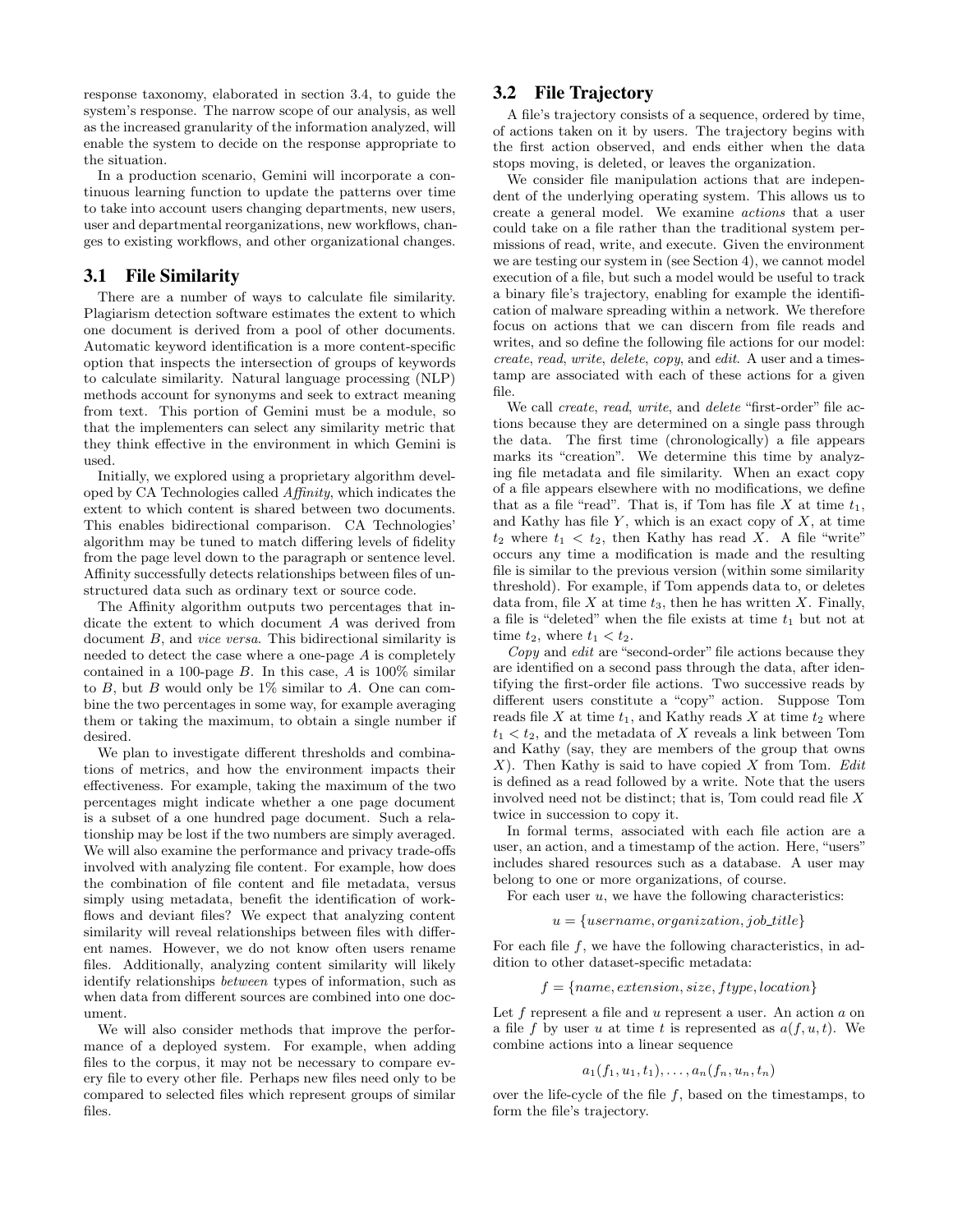response taxonomy, elaborated in section 3.4, to guide the system's response. The narrow scope of our analysis, as well as the increased granularity of the information analyzed, will enable the system to decide on the response appropriate to the situation.

In a production scenario, Gemini will incorporate a continuous learning function to update the patterns over time to take into account users changing departments, new users, user and departmental reorganizations, new workflows, changes to existing workflows, and other organizational changes.

## 3.1 File Similarity

There are a number of ways to calculate file similarity. Plagiarism detection software estimates the extent to which one document is derived from a pool of other documents. Automatic keyword identification is a more content-specific option that inspects the intersection of groups of keywords to calculate similarity. Natural language processing (NLP) methods account for synonyms and seek to extract meaning from text. This portion of Gemini must be a module, so that the implementers can select any similarity metric that they think effective in the environment in which Gemini is used.

Initially, we explored using a proprietary algorithm developed by CA Technologies called *Affinity*, which indicates the extent to which content is shared between two documents. This enables bidirectional comparison. CA Technologies' algorithm may be tuned to match differing levels of fidelity from the page level down to the paragraph or sentence level. Affinity successfully detects relationships between files of unstructured data such as ordinary text or source code.

The Affinity algorithm outputs two percentages that indicate the extent to which document $A$ was derived from document $B$, and *vice versa*. This bidirectional similarity is needed to detect the case where a one-page $A$ is completely contained in a 100-page $B$. In this case, $A$ is 100% similar to $B$, but $B$ would only be 1% similar to $A$. One can combine the two percentages in some way, for example averaging them or taking the maximum, to obtain a single number if desired.

We plan to investigate different thresholds and combinations of metrics, and how the environment impacts their effectiveness. For example, taking the maximum of the two percentages might indicate whether a one page document is a subset of a one hundred page document. Such a relationship may be lost if the two numbers are simply averaged. We will also examine the performance and privacy trade-offs involved with analyzing file content. For example, how does the combination of file content and file metadata, versus simply using metadata, benefit the identification of workflows and deviant files? We expect that analyzing content similarity will reveal relationships between files with different names. However, we do not know often users rename files. Additionally, analyzing content similarity will likely identify relationships *between* types of information, such as when data from different sources are combined into one document.

We will also consider methods that improve the performance of a deployed system. For example, when adding files to the corpus, it may not be necessary to compare every file to every other file. Perhaps new files need only to be compared to selected files which represent groups of similar files.

## 3.2 File Trajectory

A file's trajectory consists of a sequence, ordered by time, of actions taken on it by users. The trajectory begins with the first action observed, and ends either when the data stops moving, is deleted, or leaves the organization.

We consider file manipulation actions that are independent of the underlying operating system. This allows us to create a general model. We examine *actions* that a user could take on a file rather than the traditional system permissions of read, write, and execute. Given the environment we are testing our system in (see Section 4), we cannot model execution of a file, but such a model would be useful to track a binary file's trajectory, enabling for example the identification of malware spreading within a network. We therefore focus on actions that we can discern from file reads and writes, and so define the following file actions for our model: *create*, *read*, *write*, *delete*, *copy*, and *edit*. A user and a timestamp are associated with each of these actions for a given file.

We call *create*, *read*, *write*, and *delete* "first-order" file actions because they are determined on a single pass through the data. The first time (chronologically) a file appears marks its "creation". We determine this time by analyzing file metadata and file similarity. When an exact copy of a file appears elsewhere with no modifications, we define that as a file "read". That is, if Tom has file $X$ at time $t_1$, and Kathy has file $Y$, which is an exact copy of $X$, at time $t_2$ where $t_1 < t_2$, then Kathy has read $X$. A file "write" occurs any time a modification is made and the resulting file is similar to the previous version (within some similarity threshold). For example, if Tom appends data to, or deletes data from, file $X$ at time $t_3$, then he has written $X$. Finally, a file is "deleted" when the file exists at time $t_1$ but not at time $t_2$, where $t_1 < t_2$.

*Copy* and *edit* are "second-order" file actions because they are identified on a second pass through the data, after identifying the first-order file actions. Two successive reads by different users constitute a "copy" action. Suppose Tom reads file $X$ at time $t_1$, and Kathy reads $X$ at time $t_2$ where $t_1 < t_2$, and the metadata of $X$ reveals a link between Tom and Kathy (say, they are members of the group that owns $X$). Then Kathy is said to have copied $X$ from Tom. *Edit* is defined as a read followed by a write. Note that the users involved need not be distinct; that is, Tom could read file $X$ twice in succession to copy it.

In formal terms, associated with each file action are a user, an action, and a timestamp of the action. Here, "users" includes shared resources such as a database. A user may belong to one or more organizations, of course.

For each user $u$, we have the following characteristics:

$$u = \{username, organization, job\_title\}$$

For each file $f$, we have the following characteristics, in addition to other dataset-specific metadata:

$$f = \{name, extension, size, ftype, location\}$$

Let $f$ represent a file and $u$ represent a user. An action $a$ on a file $f$ by user $u$ at time $t$ is represented as $a(f, u, t)$. We combine actions into a linear sequence

$$a_1(f_1, u_1, t_1), \ldots, a_n(f_n, u_n, t_n)$$

over the life-cycle of the file $f$, based on the timestamps, to form the file's trajectory.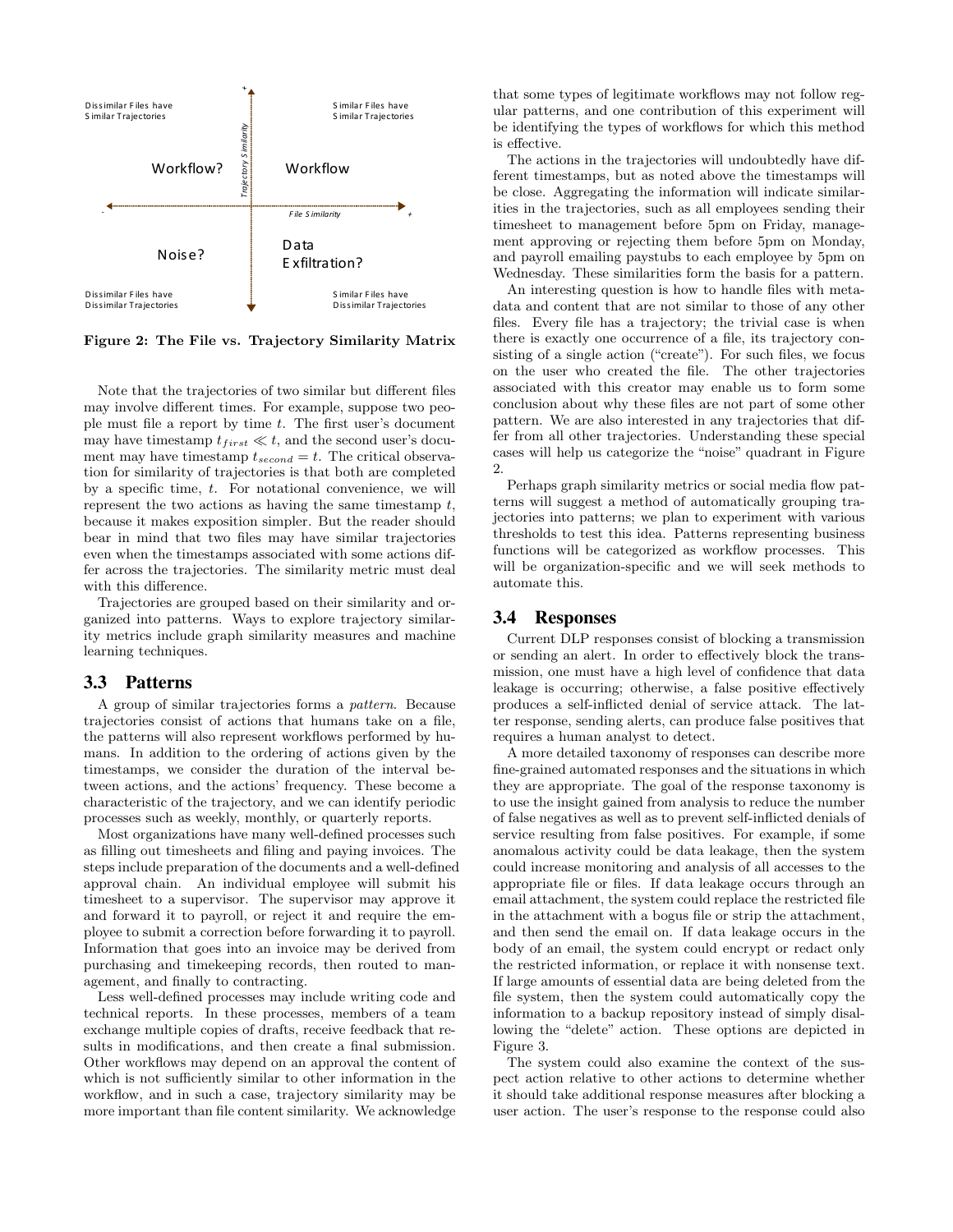Dissimilar Files have Similar Trajectories

Similar Files have Similar Trajectories

Trajectory Similarity

Workflow?

Workflow

File Similarity

Noise?

Data Exfiltration?

Dissimilar Files have Dissimilar Trajectories

Similar Files have Dissimilar Trajectories

**Figure 2: The File vs. Trajectory Similarity Matrix**

Note that the trajectories of two similar but different files may involve different times. For example, suppose two people must file a report by time $t$. The first user's document may have timestamp $t_{first} \ll t$, and the second user's document may have timestamp $t_{second} = t$. The critical observation for similarity of trajectories is that both are completed by a specific time, $t$. For notational convenience, we will represent the two actions as having the same timestamp $t$, because it makes exposition simpler. But the reader should bear in mind that two files may have similar trajectories even when the timestamps associated with some actions differ across the trajectories. The similarity metric must deal with this difference.

Trajectories are grouped based on their similarity and organized into patterns. Ways to explore trajectory similarity metrics include graph similarity measures and machine learning techniques.

## 3.3 Patterns

A group of similar trajectories forms a *pattern*. Because trajectories consist of actions that humans take on a file, the patterns will also represent workflows performed by humans. In addition to the ordering of actions given by the timestamps, we consider the duration of the interval between actions, and the actions' frequency. These become a characteristic of the trajectory, and we can identify periodic processes such as weekly, monthly, or quarterly reports.

Most organizations have many well-defined processes such as filling out timesheets and filing and paying invoices. The steps include preparation of the documents and a well-defined approval chain. An individual employee will submit his timesheet to a supervisor. The supervisor may approve it and forward it to payroll, or reject it and require the employee to submit a correction before forwarding it to payroll. Information that goes into an invoice may be derived from purchasing and timekeeping records, then routed to management, and finally to contracting.

Less well-defined processes may include writing code and technical reports. In these processes, members of a team exchange multiple copies of drafts, receive feedback that results in modifications, and then create a final submission. Other workflows may depend on an approval the content of which is not sufficiently similar to other information in the workflow, and in such a case, trajectory similarity may be more important than file content similarity. We acknowledge that some types of legitimate workflows may not follow regular patterns, and one contribution of this experiment will be identifying the types of workflows for which this method is effective.

The actions in the trajectories will undoubtedly have different timestamps, but as noted above the timestamps will be close. Aggregating the information will indicate similarities in the trajectories, such as all employees sending their timesheet to management before 5pm on Friday, management approving or rejecting them before 5pm on Monday, and payroll emailing paystubs to each employee by 5pm on Wednesday. These similarities form the basis for a pattern.

An interesting question is how to handle files with metadata and content that are not similar to those of any other files. Every file has a trajectory; the trivial case is when there is exactly one occurrence of a file, its trajectory consisting of a single action ("create"). For such files, we focus on the user who created the file. The other trajectories associated with this creator may enable us to form some conclusion about why these files are not part of some other pattern. We are also interested in any trajectories that differ from all other trajectories. Understanding these special cases will help us categorize the "noise" quadrant in Figure 2.

Perhaps graph similarity metrics or social media flow patterns will suggest a method of automatically grouping trajectories into patterns; we plan to experiment with various thresholds to test this idea. Patterns representing business functions will be categorized as workflow processes. This will be organization-specific and we will seek methods to automate this.

## 3.4 Responses

Current DLP responses consist of blocking a transmission or sending an alert. In order to effectively block the transmission, one must have a high level of confidence that data leakage is occurring; otherwise, a false positive effectively produces a self-inflicted denial of service attack. The latter response, sending alerts, can produce false positives that requires a human analyst to detect.

A more detailed taxonomy of responses can describe more fine-grained automated responses and the situations in which they are appropriate. The goal of the response taxonomy is to use the insight gained from analysis to reduce the number of false negatives as well as to prevent self-inflicted denials of service resulting from false positives. For example, if some anomalous activity could be data leakage, then the system could increase monitoring and analysis of all accesses to the appropriate file or files. If data leakage occurs through an email attachment, the system could replace the restricted file in the attachment with a bogus file or strip the attachment, and then send the email on. If data leakage occurs in the body of an email, the system could encrypt or redact only the restricted information, or replace it with nonsense text. If large amounts of essential data are being deleted from the file system, then the system could automatically copy the information to a backup repository instead of simply disallowing the "delete" action. These options are depicted in Figure 3.

The system could also examine the context of the suspect action relative to other actions to determine whether it should take additional response measures after blocking a user action. The user's response to the response could also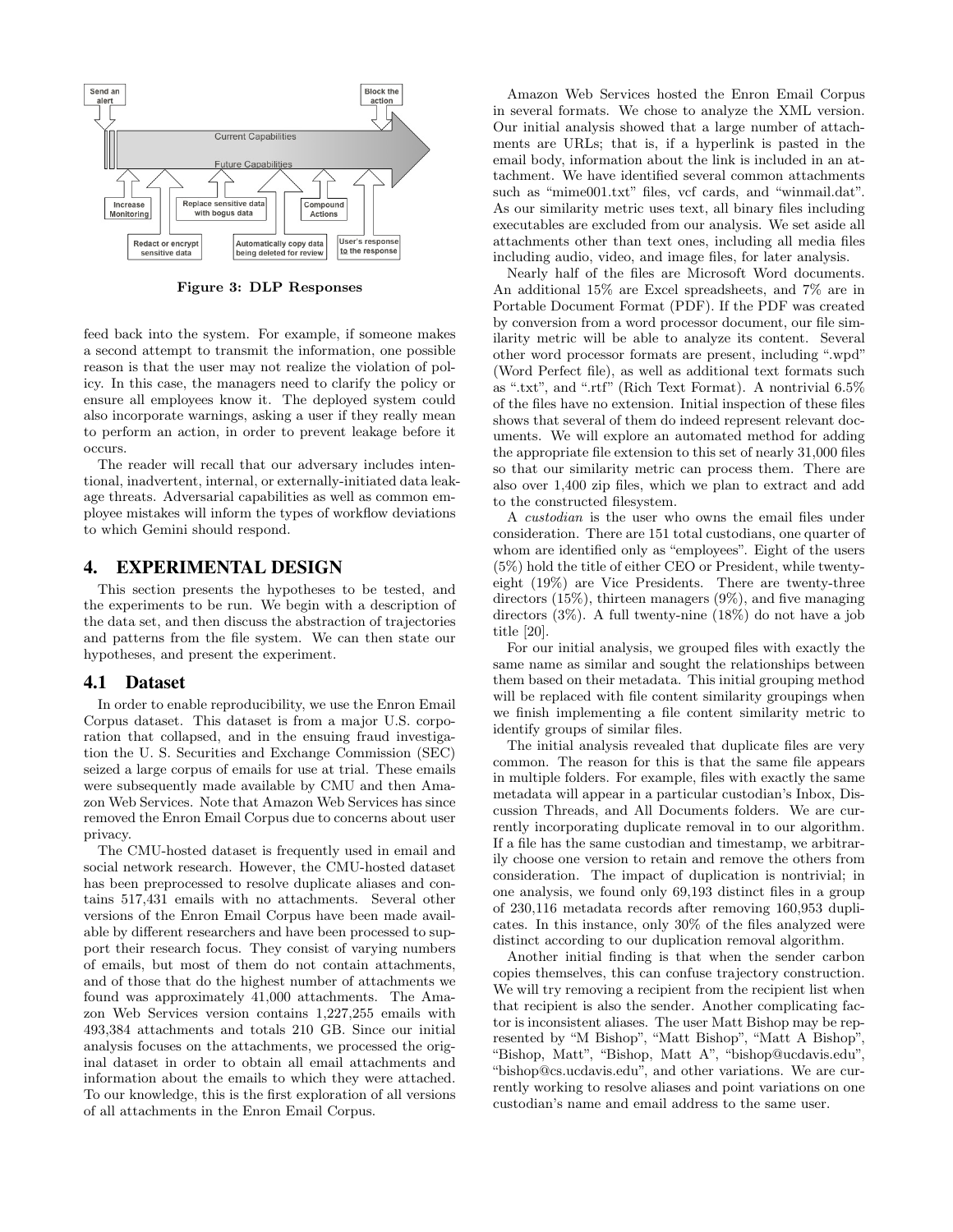Figure 3: DLP Responses

feed back into the system. For example, if someone makes a second attempt to transmit the information, one possible reason is that the user may not realize the violation of policy. In this case, the managers need to clarify the policy or ensure all employees know it. The deployed system could also incorporate warnings, asking a user if they really mean to perform an action, in order to prevent leakage before it occurs.

The reader will recall that our adversary includes intentional, inadvertent, internal, or externally-initiated data leakage threats. Adversarial capabilities as well as common employee mistakes will inform the types of workflow deviations to which Gemini should respond.

# 4. EXPERIMENTAL DESIGN

This section presents the hypotheses to be tested, and the experiments to be run. We begin with a description of the data set, and then discuss the abstraction of trajectories and patterns from the file system. We can then state our hypotheses, and present the experiment.

## 4.1 Dataset

In order to enable reproducibility, we use the Enron Email Corpus dataset. This dataset is from a major U.S. corporation that collapsed, and in the ensuing fraud investigation the U. S. Securities and Exchange Commission (SEC) seized a large corpus of emails for use at trial. These emails were subsequently made available by CMU and then Amazon Web Services. Note that Amazon Web Services has since removed the Enron Email Corpus due to concerns about user privacy.

The CMU-hosted dataset is frequently used in email and social network research. However, the CMU-hosted dataset has been preprocessed to resolve duplicate aliases and contains 517,431 emails with no attachments. Several other versions of the Enron Email Corpus have been made available by different researchers and have been processed to support their research focus. They consist of varying numbers of emails, but most of them do not contain attachments, and of those that do the highest number of attachments we found was approximately 41,000 attachments. The Amazon Web Services version contains 1,227,255 emails with 493,384 attachments and totals 210 GB. Since our initial analysis focuses on the attachments, we processed the original dataset in order to obtain all email attachments and information about the emails to which they were attached. To our knowledge, this is the first exploration of all versions of all attachments in the Enron Email Corpus.

Amazon Web Services hosted the Enron Email Corpus in several formats. We chose to analyze the XML version. Our initial analysis showed that a large number of attachments are URLs; that is, if a hyperlink is pasted in the email body, information about the link is included in an attachment. We have identified several common attachments such as "mime001.txt" files, vcf cards, and "winmail.dat". As our similarity metric uses text, all binary files including executables are excluded from our analysis. We set aside all attachments other than text ones, including all media files including audio, video, and image files, for later analysis.

Nearly half of the files are Microsoft Word documents. An additional 15% are Excel spreadsheets, and 7% are in Portable Document Format (PDF). If the PDF was created by conversion from a word processor document, our file similarity metric will be able to analyze its content. Several other word processor formats are present, including ".wpd" (Word Perfect file), as well as additional text formats such as ".txt", and ".rtf" (Rich Text Format). A nontrivial 6.5% of the files have no extension. Initial inspection of these files shows that several of them do indeed represent relevant documents. We will explore an automated method for adding the appropriate file extension to this set of nearly 31,000 files so that our similarity metric can process them. There are also over 1,400 zip files, which we plan to extract and add to the constructed filesystem.

A *custodian* is the user who owns the email files under consideration. There are 151 total custodians, one quarter of whom are identified only as "employees". Eight of the users (5%) hold the title of either CEO or President, while twenty-eight (19%) are Vice Presidents. There are twenty-three directors (15%), thirteen managers (9%), and five managing directors (3%). A full twenty-nine (18%) do not have a job title [20].

For our initial analysis, we grouped files with exactly the same name as similar and sought the relationships between them based on their metadata. This initial grouping method will be replaced with file content similarity groupings when we finish implementing a file content similarity metric to identify groups of similar files.

The initial analysis revealed that duplicate files are very common. The reason for this is that the same file appears in multiple folders. For example, files with exactly the same metadata will appear in a particular custodian's Inbox, Discussion Threads, and All Documents folders. We are currently incorporating duplicate removal in to our algorithm. If a file has the same custodian and timestamp, we arbitrarily choose one version to retain and remove the others from consideration. The impact of duplication is nontrivial; in one analysis, we found only 69,193 distinct files in a group of 230,116 metadata records after removing 160,953 duplicates. In this instance, only 30% of the files analyzed were distinct according to our duplication removal algorithm.

Another initial finding is that when the sender carbon copies themselves, this can confuse trajectory construction. We will try removing a recipient from the recipient list when that recipient is also the sender. Another complicating factor is inconsistent aliases. The user Matt Bishop may be represented by "M Bishop", "Matt Bishop", "Matt A Bishop", "Bishop, Matt", "Bishop, Matt A", "bishop@ucdavis.edu", "bishop@cs.ucdavis.edu", and other variations. We are currently working to resolve aliases and point variations on one custodian's name and email address to the same user.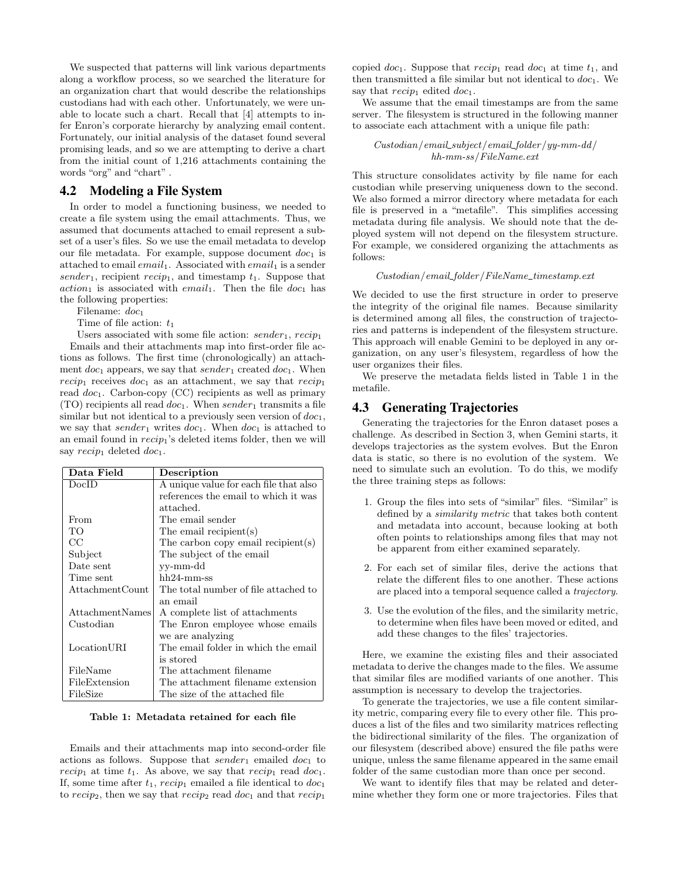We suspected that patterns will link various departments along a workflow process, so we searched the literature for an organization chart that would describe the relationships custodians had with each other. Unfortunately, we were unable to locate such a chart. Recall that [4] attempts to infer Enron's corporate hierarchy by analyzing email content. Fortunately, our initial analysis of the dataset found several promising leads, and so we are attempting to derive a chart from the initial count of 1,216 attachments containing the words "org" and "chart" .

## 4.2 Modeling a File System

In order to model a functioning business, we needed to create a file system using the email attachments. Thus, we assumed that documents attached to email represent a subset of a user's files. So we use the email metadata to develop our file metadata. For example, suppose document $doc_1$ is attached to email $email_1$. Associated with $email_1$ is a sender $sender_1$, recipient $recip_1$, and timestamp $t_1$. Suppose that $action_1$ is associated with $email_1$. Then the file $doc_1$ has the following properties:

Filename: $doc_1$

Time of file action: $t_1$

Users associated with some file action: $sender_1$, $recip_1$

Emails and their attachments map into first-order file actions as follows. The first time (chronologically) an attachment $doc_1$ appears, we say that $sender_1$ created $doc_1$. When $recip_1$ receives $doc_1$ as an attachment, we say that $recip_1$ read $doc_1$. Carbon-copy (CC) recipients as well as primary (TO) recipients all read $doc_1$. When $sender_1$ transmits a file similar but not identical to a previously seen version of $doc_1$, we say that $sender_1$ writes $doc_1$. When $doc_1$ is attached to an email found in $recip_1$'s deleted items folder, then we will say $recip_1$ deleted $doc_1$.

| Data Field | Description |
|---|---|
| DocID | A unique value for each file that also references the email to which it was attached. |
| From | The email sender |
| TO | The email recipient(s) |
| CC | The carbon copy email recipient(s) |
| Subject | The subject of the email |
| Date sent | yy-mm-dd |
| Time sent | hh24-mm-ss |
| AttachmentCount | The total number of file attached to an email |
| AttachmentNames | A complete list of attachments |
| Custodian | The Enron employee whose emails we are analyzing |
| LocationURI | The email folder in which the email is stored |
| FileName | The attachment filename |
| FileExtension | The attachment filename extension |
| FileSize | The size of the attached file |

**Table 1: Metadata retained for each file**

Emails and their attachments map into second-order file actions as follows. Suppose that $sender_1$ emailed $doc_1$ to $recip_1$ at time $t_1$. As above, we say that $recip_1$ read $doc_1$. If, some time after $t_1$, $recip_1$ emailed a file identical to $doc_1$ to $recip_2$, then we say that $recip_2$ read $doc_1$ and that $recip_1$ copied $doc_1$. Suppose that $recip_1$ read $doc_1$ at time $t_1$, and then transmitted a file similar but not identical to $doc_1$. We say that $recip_1$ edited $doc_1$.

We assume that the email timestamps are from the same server. The filesystem is structured in the following manner to associate each attachment with a unique file path:

*Custodian/email_subject/email_folder/yy-mm-dd/hh-mm-ss/FileName.ext*

This structure consolidates activity by file name for each custodian while preserving uniqueness down to the second. We also formed a mirror directory where metadata for each file is preserved in a "metafile". This simplifies accessing metadata during file analysis. We should note that the deployed system will not depend on the filesystem structure. For example, we considered organizing the attachments as follows:

*Custodian/email_folder/FileName_timestamp.ext*

We decided to use the first structure in order to preserve the integrity of the original file names. Because similarity is determined among all files, the construction of trajectories and patterns is independent of the filesystem structure. This approach will enable Gemini to be deployed in any organization, on any user's filesystem, regardless of how the user organizes their files.

We preserve the metadata fields listed in Table 1 in the metafile.

## 4.3 Generating Trajectories

Generating the trajectories for the Enron dataset poses a challenge. As described in Section 3, when Gemini starts, it develops trajectories as the system evolves. But the Enron data is static, so there is no evolution of the system. We need to simulate such an evolution. To do this, we modify the three training steps as follows:

1. Group the files into sets of "similar" files. "Similar" is defined by a *similarity metric* that takes both content and metadata into account, because looking at both often points to relationships among files that may not be apparent from either examined separately.

2. For each set of similar files, derive the actions that relate the different files to one another. These actions are placed into a temporal sequence called a *trajectory*.

3. Use the evolution of the files, and the similarity metric, to determine when files have been moved or edited, and add these changes to the files' trajectories.

Here, we examine the existing files and their associated metadata to derive the changes made to the files. We assume that similar files are modified variants of one another. This assumption is necessary to develop the trajectories.

To generate the trajectories, we use a file content similarity metric, comparing every file to every other file. This produces a list of the files and two similarity matrices reflecting the bidirectional similarity of the files. The organization of our filesystem (described above) ensured the file paths were unique, unless the same filename appeared in the same email folder of the same custodian more than once per second.

We want to identify files that may be related and determine whether they form one or more trajectories. Files that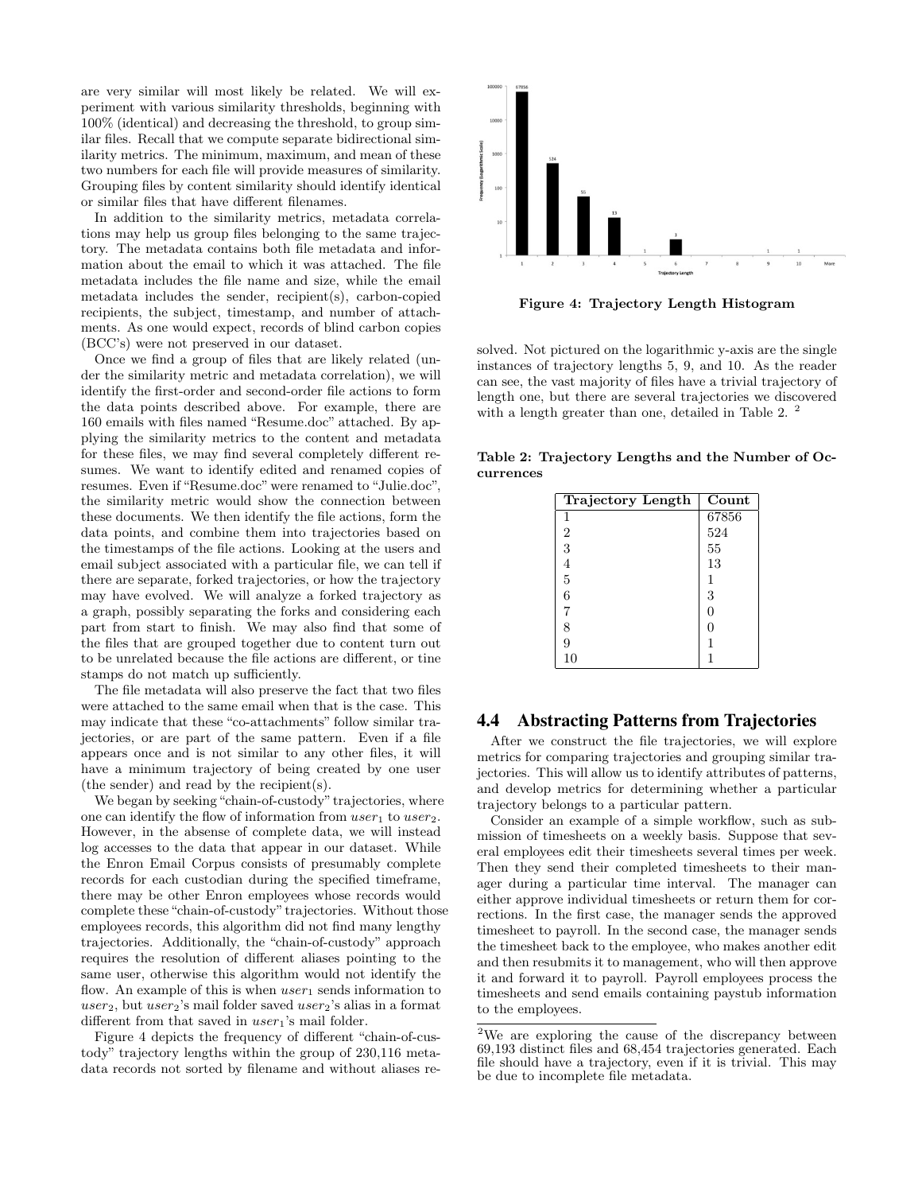are very similar will most likely be related. We will experiment with various similarity thresholds, beginning with 100% (identical) and decreasing the threshold, to group similar files. Recall that we compute separate bidirectional similarity metrics. The minimum, maximum, and mean of these two numbers for each file will provide measures of similarity. Grouping files by content similarity should identify identical or similar files that have different filenames.

In addition to the similarity metrics, metadata correlations may help us group files belonging to the same trajectory. The metadata contains both file metadata and information about the email to which it was attached. The file metadata includes the file name and size, while the email metadata includes the sender, recipient(s), carbon-copied recipients, the subject, timestamp, and number of attachments. As one would expect, records of blind carbon copies (BCC's) were not preserved in our dataset.

Once we find a group of files that are likely related (under the similarity metric and metadata correlation), we will identify the first-order and second-order file actions to form the data points described above. For example, there are 160 emails with files named "Resume.doc" attached. By applying the similarity metrics to the content and metadata for these files, we may find several completely different resumes. We want to identify edited and renamed copies of resumes. Even if "Resume.doc" were renamed to "Julie.doc", the similarity metric would show the connection between these documents. We then identify the file actions, form the data points, and combine them into trajectories based on the timestamps of the file actions. Looking at the users and email subject associated with a particular file, we can tell if there are separate, forked trajectories, or how the trajectory may have evolved. We will analyze a forked trajectory as a graph, possibly separating the forks and considering each part from start to finish. We may also find that some of the files that are grouped together due to content turn out to be unrelated because the file actions are different, or tine stamps do not match up sufficiently.

The file metadata will also preserve the fact that two files were attached to the same email when that is the case. This may indicate that these "co-attachments" follow similar trajectories, or are part of the same pattern. Even if a file appears once and is not similar to any other files, it will have a minimum trajectory of being created by one user (the sender) and read by the recipient(s).

We began by seeking "chain-of-custody" trajectories, where one can identify the flow of information from $user_1$ to $user_2$. However, in the absense of complete data, we will instead log accesses to the data that appear in our dataset. While the Enron Email Corpus consists of presumably complete records for each custodian during the specified timeframe, there may be other Enron employees whose records would complete these "chain-of-custody" trajectories. Without those employees records, this algorithm did not find many lengthy trajectories. Additionally, the "chain-of-custody" approach requires the resolution of different aliases pointing to the same user, otherwise this algorithm would not identify the flow. An example of this is when $user_1$ sends information to $user_2$, but $user_2$'s mail folder saved $user_2$'s alias in a format different from that saved in $user_1$'s mail folder.

Figure 4 depicts the frequency of different "chain-of-custody" trajectory lengths within the group of 230,116 metadata records not sorted by filename and without aliases resolved. Not pictured on the logarithmic y-axis are the single instances of trajectory lengths 5, 9, and 10. As the reader can see, the vast majority of files have a trivial trajectory of length one, but there are several trajectories we discovered with a length greater than one, detailed in Table 2. [2]

100000
10000
1000
100
10
1
Frequency (Logarithmic Scale)
67856
524
55
13
1
3
1
1
1 2 3 4 5 6 7 8 9 10 More
Trajectory Length

**Figure 4: Trajectory Length Histogram**

**Table 2: Trajectory Lengths and the Number of Occurrences**

| Trajectory Length | Count |
|---|---|
| 1 | 67856 |
| 2 | 524 |
| 3 | 55 |
| 4 | 13 |
| 5 | 1 |
| 6 | 3 |
| 7 | 0 |
| 8 | 0 |
| 9 | 1 |
| 10 | 1 |

## 4.4 Abstracting Patterns from Trajectories

After we construct the file trajectories, we will explore metrics for comparing trajectories and grouping similar trajectories. This will allow us to identify attributes of patterns, and develop metrics for determining whether a particular trajectory belongs to a particular pattern.

Consider an example of a simple workflow, such as submission of timesheets on a weekly basis. Suppose that several employees edit their timesheets several times per week. Then they send their completed timesheets to their manager during a particular time interval. The manager can either approve individual timesheets or return them for corrections. In the first case, the manager sends the approved timesheet to payroll. In the second case, the manager sends the timesheet back to the employee, who makes another edit and then resubmits it to management, who will then approve it and forward it to payroll. Payroll employees process the timesheets and send emails containing paystub information to the employees.

[2] We are exploring the cause of the discrepancy between 69,193 distinct files and 68,454 trajectories generated. Each file should have a trajectory, even if it is trivial. This may be due to incomplete file metadata.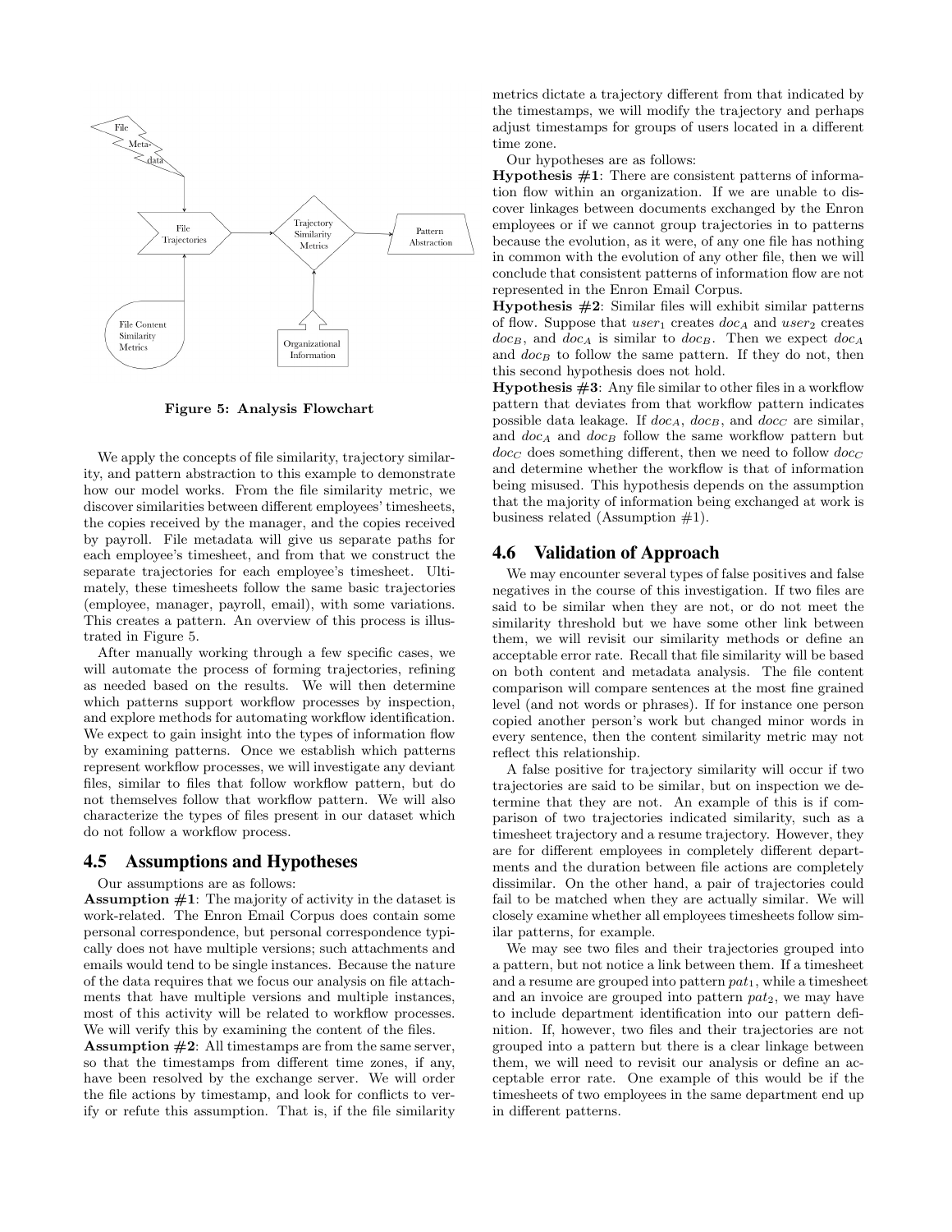File Meta-data

File Trajectories

Trajectory Similarity Metrics

Pattern Abstraction

File Content Similarity Metrics

Organizational Information

**Figure 5: Analysis Flowchart**

We apply the concepts of file similarity, trajectory similarity, and pattern abstraction to this example to demonstrate how our model works. From the file similarity metric, we discover similarities between different employees' timesheets, the copies received by the manager, and the copies received by payroll. File metadata will give us separate paths for each employee's timesheet, and from that we construct the separate trajectories for each employee's timesheet. Ultimately, these timesheets follow the same basic trajectories (employee, manager, payroll, email), with some variations. This creates a pattern. An overview of this process is illustrated in Figure 5.

After manually working through a few specific cases, we will automate the process of forming trajectories, refining as needed based on the results. We will then determine which patterns support workflow processes by inspection, and explore methods for automating workflow identification. We expect to gain insight into the types of information flow by examining patterns. Once we establish which patterns represent workflow processes, we will investigate any deviant files, similar to files that follow workflow pattern, but do not themselves follow that workflow pattern. We will also characterize the types of files present in our dataset which do not follow a workflow process.

## 4.5 Assumptions and Hypotheses

Our assumptions are as follows:

**Assumption #1**: The majority of activity in the dataset is work-related. The Enron Email Corpus does contain some personal correspondence, but personal correspondence typically does not have multiple versions; such attachments and emails would tend to be single instances. Because the nature of the data requires that we focus our analysis on file attachments that have multiple versions and multiple instances, most of this activity will be related to workflow processes. We will verify this by examining the content of the files.

**Assumption #2**: All timestamps are from the same server, so that the timestamps from different time zones, if any, have been resolved by the exchange server. We will order the file actions by timestamp, and look for conflicts to verify or refute this assumption. That is, if the file similarity metrics dictate a trajectory different from that indicated by the timestamps, we will modify the trajectory and perhaps adjust timestamps for groups of users located in a different time zone.

Our hypotheses are as follows:

**Hypothesis #1**: There are consistent patterns of information flow within an organization. If we are unable to discover linkages between documents exchanged by the Enron employees or if we cannot group trajectories in to patterns because the evolution, as it were, of any one file has nothing in common with the evolution of any other file, then we will conclude that consistent patterns of information flow are not represented in the Enron Email Corpus.

**Hypothesis #2**: Similar files will exhibit similar patterns of flow. Suppose that $user_1$ creates $doc_A$ and $user_2$ creates $doc_B$, and $doc_A$ is similar to $doc_B$. Then we expect $doc_A$ and $doc_B$ to follow the same pattern. If they do not, then this second hypothesis does not hold.

**Hypothesis #3**: Any file similar to other files in a workflow pattern that deviates from that workflow pattern indicates possible data leakage. If $doc_A$, $doc_B$, and $doc_C$ are similar, and $doc_A$ and $doc_B$ follow the same workflow pattern but $doc_C$ does something different, then we need to follow $doc_C$ and determine whether the workflow is that of information being misused. This hypothesis depends on the assumption that the majority of information being exchanged at work is business related (Assumption #1).

## 4.6 Validation of Approach

We may encounter several types of false positives and false negatives in the course of this investigation. If two files are said to be similar when they are not, or do not meet the similarity threshold but we have some other link between them, we will revisit our similarity methods or define an acceptable error rate. Recall that file similarity will be based on both content and metadata analysis. The file content comparison will compare sentences at the most fine grained level (and not words or phrases). If for instance one person copied another person's work but changed minor words in every sentence, then the content similarity metric may not reflect this relationship.

A false positive for trajectory similarity will occur if two trajectories are said to be similar, but on inspection we determine that they are not. An example of this is if comparison of two trajectories indicated similarity, such as a timesheet trajectory and a resume trajectory. However, they are for different employees in completely different departments and the duration between file actions are completely dissimilar. On the other hand, a pair of trajectories could fail to be matched when they are actually similar. We will closely examine whether all employees timesheets follow similar patterns, for example.

We may see two files and their trajectories grouped into a pattern, but not notice a link between them. If a timesheet and a resume are grouped into pattern $pat_1$, while a timesheet and an invoice are grouped into pattern $pat_2$, we may have to include department identification into our pattern definition. If, however, two files and their trajectories are not grouped into a pattern but there is a clear linkage between them, we will need to revisit our analysis or define an acceptable error rate. One example of this would be if the timesheets of two employees in the same department end up in different patterns.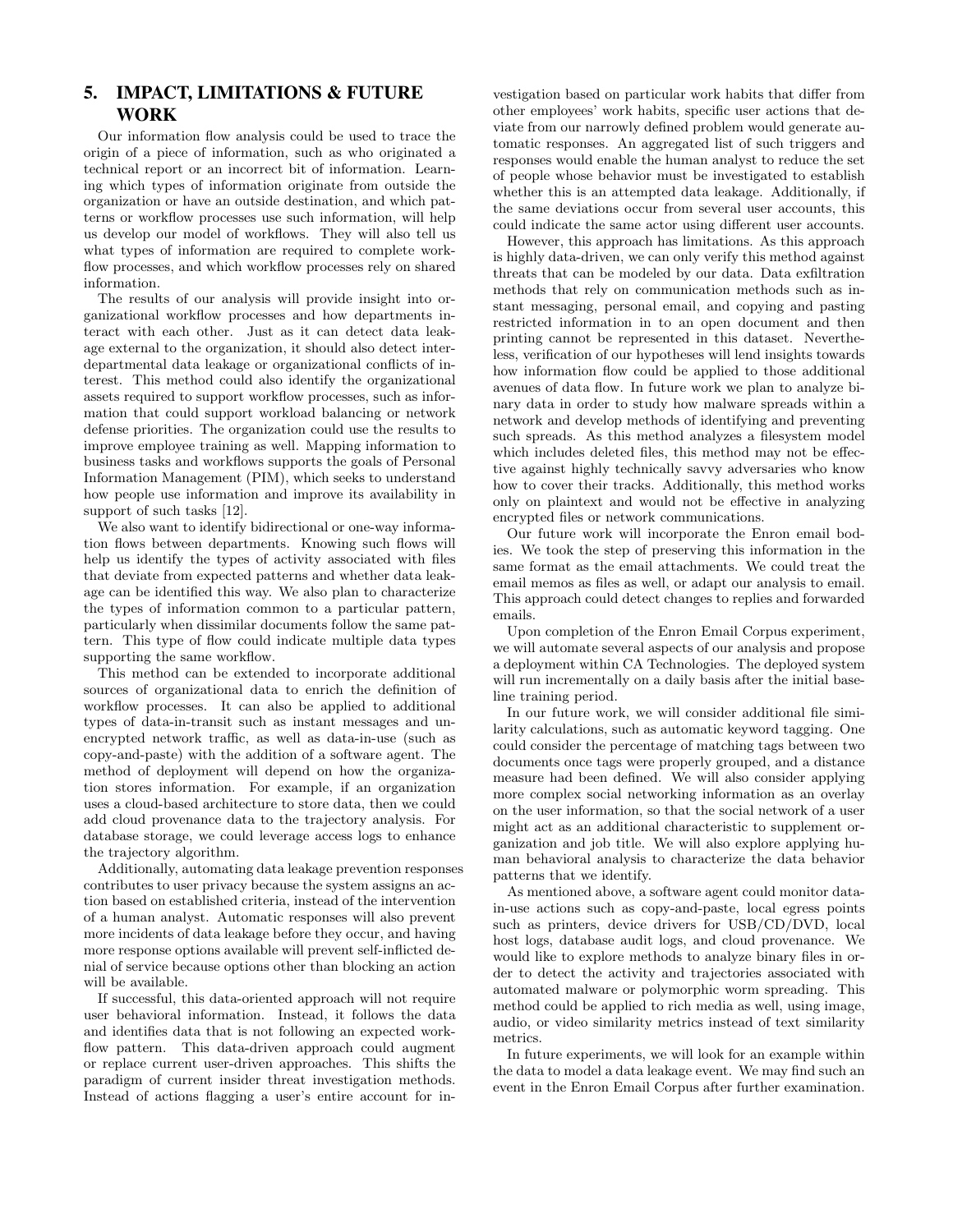## 5. IMPACT, LIMITATIONS & FUTURE WORK

Our information flow analysis could be used to trace the origin of a piece of information, such as who originated a technical report or an incorrect bit of information. Learning which types of information originate from outside the organization or have an outside destination, and which patterns or workflow processes use such information, will help us develop our model of workflows. They will also tell us what types of information are required to complete workflow processes, and which workflow processes rely on shared information.

The results of our analysis will provide insight into organizational workflow processes and how departments interact with each other. Just as it can detect data leakage external to the organization, it should also detect interdepartmental data leakage or organizational conflicts of interest. This method could also identify the organizational assets required to support workflow processes, such as information that could support workload balancing or network defense priorities. The organization could use the results to improve employee training as well. Mapping information to business tasks and workflows supports the goals of Personal Information Management (PIM), which seeks to understand how people use information and improve its availability in support of such tasks [12].

We also want to identify bidirectional or one-way information flows between departments. Knowing such flows will help us identify the types of activity associated with files that deviate from expected patterns and whether data leakage can be identified this way. We also plan to characterize the types of information common to a particular pattern, particularly when dissimilar documents follow the same pattern. This type of flow could indicate multiple data types supporting the same workflow.

This method can be extended to incorporate additional sources of organizational data to enrich the definition of workflow processes. It can also be applied to additional types of data-in-transit such as instant messages and unencrypted network traffic, as well as data-in-use (such as copy-and-paste) with the addition of a software agent. The method of deployment will depend on how the organization stores information. For example, if an organization uses a cloud-based architecture to store data, then we could add cloud provenance data to the trajectory analysis. For database storage, we could leverage access logs to enhance the trajectory algorithm.

Additionally, automating data leakage prevention responses contributes to user privacy because the system assigns an action based on established criteria, instead of the intervention of a human analyst. Automatic responses will also prevent more incidents of data leakage before they occur, and having more response options available will prevent self-inflicted denial of service because options other than blocking an action will be available.

If successful, this data-oriented approach will not require user behavioral information. Instead, it follows the data and identifies data that is not following an expected workflow pattern. This data-driven approach could augment or replace current user-driven approaches. This shifts the paradigm of current insider threat investigation methods. Instead of actions flagging a user's entire account for investigation based on particular work habits that differ from other employees' work habits, specific user actions that deviate from our narrowly defined problem would generate automatic responses. An aggregated list of such triggers and responses would enable the human analyst to reduce the set of people whose behavior must be investigated to establish whether this is an attempted data leakage. Additionally, if the same deviations occur from several user accounts, this could indicate the same actor using different user accounts.

However, this approach has limitations. As this approach is highly data-driven, we can only verify this method against threats that can be modeled by our data. Data exfiltration methods that rely on communication methods such as instant messaging, personal email, and copying and pasting restricted information in to an open document and then printing cannot be represented in this dataset. Nevertheless, verification of our hypotheses will lend insights towards how information flow could be applied to those additional avenues of data flow. In future work we plan to analyze binary data in order to study how malware spreads within a network and develop methods of identifying and preventing such spreads. As this method analyzes a filesystem model which includes deleted files, this method may not be effective against highly technically savvy adversaries who know how to cover their tracks. Additionally, this method works only on plaintext and would not be effective in analyzing encrypted files or network communications.

Our future work will incorporate the Enron email bodies. We took the step of preserving this information in the same format as the email attachments. We could treat the email memos as files as well, or adapt our analysis to email. This approach could detect changes to replies and forwarded emails.

Upon completion of the Enron Email Corpus experiment, we will automate several aspects of our analysis and propose a deployment within CA Technologies. The deployed system will run incrementally on a daily basis after the initial baseline training period.

In our future work, we will consider additional file similarity calculations, such as automatic keyword tagging. One could consider the percentage of matching tags between two documents once tags were properly grouped, and a distance measure had been defined. We will also consider applying more complex social networking information as an overlay on the user information, so that the social network of a user might act as an additional characteristic to supplement organization and job title. We will also explore applying human behavioral analysis to characterize the data behavior patterns that we identify.

As mentioned above, a software agent could monitor data-in-use actions such as copy-and-paste, local egress points such as printers, device drivers for USB/CD/DVD, local host logs, database audit logs, and cloud provenance. We would like to explore methods to analyze binary files in order to detect the activity and trajectories associated with automated malware or polymorphic worm spreading. This method could be applied to rich media as well, using image, audio, or video similarity metrics instead of text similarity metrics.

In future experiments, we will look for an example within the data to model a data leakage event. We may find such an event in the Enron Email Corpus after further examination.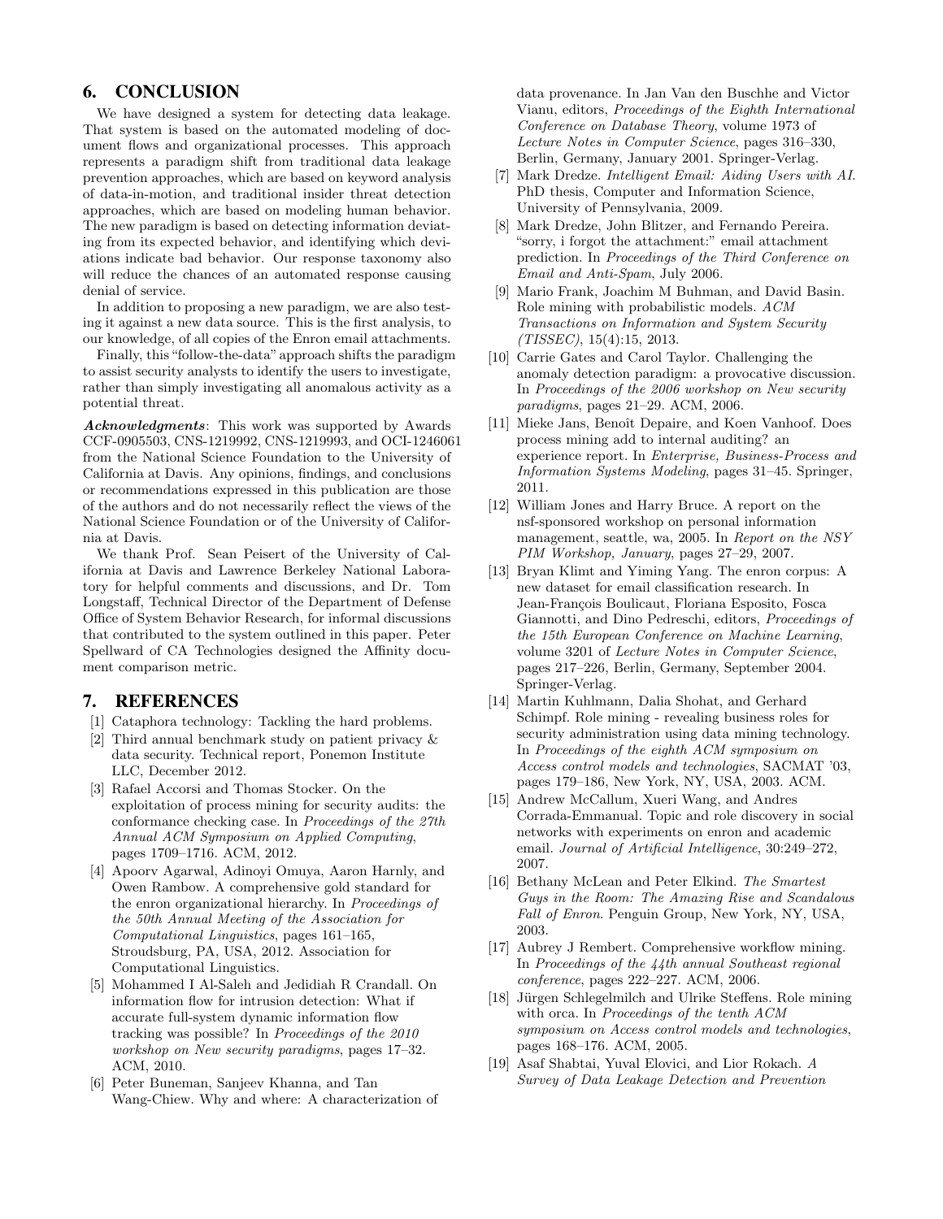## 6. CONCLUSION

We have designed a system for detecting data leakage. That system is based on the automated modeling of document flows and organizational processes. This approach represents a paradigm shift from traditional data leakage prevention approaches, which are based on keyword analysis of data-in-motion, and traditional insider threat detection approaches, which are based on modeling human behavior. The new paradigm is based on detecting information deviating from its expected behavior, and identifying which deviations indicate bad behavior. Our response taxonomy also will reduce the chances of an automated response causing denial of service.

In addition to proposing a new paradigm, we are also testing it against a new data source. This is the first analysis, to our knowledge, of all copies of the Enron email attachments.

Finally, this "follow-the-data" approach shifts the paradigm to assist security analysts to identify the users to investigate, rather than simply investigating all anomalous activity as a potential threat.

***Acknowledgments***: This work was supported by Awards CCF-0905503, CNS-1219992, CNS-1219993, and OCI-1246061 from the National Science Foundation to the University of California at Davis. Any opinions, findings, and conclusions or recommendations expressed in this publication are those of the authors and do not necessarily reflect the views of the National Science Foundation or of the University of California at Davis.

We thank Prof. Sean Peisert of the University of California at Davis and Lawrence Berkeley National Laboratory for helpful comments and discussions, and Dr. Tom Longstaff, Technical Director of the Department of Defense Office of System Behavior Research, for informal discussions that contributed to the system outlined in this paper. Peter Spellward of CA Technologies designed the Affinity document comparison metric.

## 7. REFERENCES

[1] Cataphora technology: Tackling the hard problems.

[2] Third annual benchmark study on patient privacy & data security. Technical report, Ponemon Institute LLC, December 2012.

[3] Rafael Accorsi and Thomas Stocker. On the exploitation of process mining for security audits: the conformance checking case. In *Proceedings of the 27th Annual ACM Symposium on Applied Computing*, pages 1709–1716. ACM, 2012.

[4] Apoorv Agarwal, Adinoyi Omuya, Aaron Harnly, and Owen Rambow. A comprehensive gold standard for the enron organizational hierarchy. In *Proceedings of the 50th Annual Meeting of the Association for Computational Linguistics*, pages 161–165, Stroudsburg, PA, USA, 2012. Association for Computational Linguistics.

[5] Mohammed I Al-Saleh and Jedidiah R Crandall. On information flow for intrusion detection: What if accurate full-system dynamic information flow tracking was possible? In *Proceedings of the 2010 workshop on New security paradigms*, pages 17–32. ACM, 2010.

[6] Peter Buneman, Sanjeev Khanna, and Tan Wang-Chiew. Why and where: A characterization of data provenance. In Jan Van den Buschhe and Victor Vianu, editors, *Proceedings of the Eighth International Conference on Database Theory*, volume 1973 of *Lecture Notes in Computer Science*, pages 316–330, Berlin, Germany, January 2001. Springer-Verlag.

[7] Mark Dredze. *Intelligent Email: Aiding Users with AI*. PhD thesis, Computer and Information Science, University of Pennsylvania, 2009.

[8] Mark Dredze, John Blitzer, and Fernando Pereira. "sorry, i forgot the attachment:" email attachment prediction. In *Proceedings of the Third Conference on Email and Anti-Spam*, July 2006.

[9] Mario Frank, Joachim M Buhman, and David Basin. Role mining with probabilistic models. *ACM Transactions on Information and System Security (TISSEC)*, 15(4):15, 2013.

[10] Carrie Gates and Carol Taylor. Challenging the anomaly detection paradigm: a provocative discussion. In *Proceedings of the 2006 workshop on New security paradigms*, pages 21–29. ACM, 2006.

[11] Mieke Jans, Benoît Depaire, and Koen Vanhoof. Does process mining add to internal auditing? an experience report. In *Enterprise, Business-Process and Information Systems Modeling*, pages 31–45. Springer, 2011.

[12] William Jones and Harry Bruce. A report on the nsf-sponsored workshop on personal information management, seattle, wa, 2005. In *Report on the NSY PIM Workshop, January*, pages 27–29, 2007.

[13] Bryan Klimt and Yiming Yang. The enron corpus: A new dataset for email classification research. In Jean-François Boulicaut, Floriana Esposito, Fosca Giannotti, and Dino Pedreschi, editors, *Proceedings of the 15th European Conference on Machine Learning*, volume 3201 of *Lecture Notes in Computer Science*, pages 217–226, Berlin, Germany, September 2004. Springer-Verlag.

[14] Martin Kuhlmann, Dalia Shohat, and Gerhard Schimpf. Role mining - revealing business roles for security administration using data mining technology. In *Proceedings of the eighth ACM symposium on Access control models and technologies*, SACMAT '03, pages 179–186, New York, NY, USA, 2003. ACM.

[15] Andrew McCallum, Xueri Wang, and Andres Corrada-Emmanual. Topic and role discovery in social networks with experiments on enron and academic email. *Journal of Artificial Intelligence*, 30:249–272, 2007.

[16] Bethany McLean and Peter Elkind. *The Smartest Guys in the Room: The Amazing Rise and Scandalous Fall of Enron*. Penguin Group, New York, NY, USA, 2003.

[17] Aubrey J Rembert. Comprehensive workflow mining. In *Proceedings of the 44th annual Southeast regional conference*, pages 222–227. ACM, 2006.

[18] Jürgen Schlegelmilch and Ulrike Steffens. Role mining with orca. In *Proceedings of the tenth ACM symposium on Access control models and technologies*, pages 168–176. ACM, 2005.

[19] Asaf Shabtai, Yuval Elovici, and Lior Rokach. *A Survey of Data Leakage Detection and Prevention*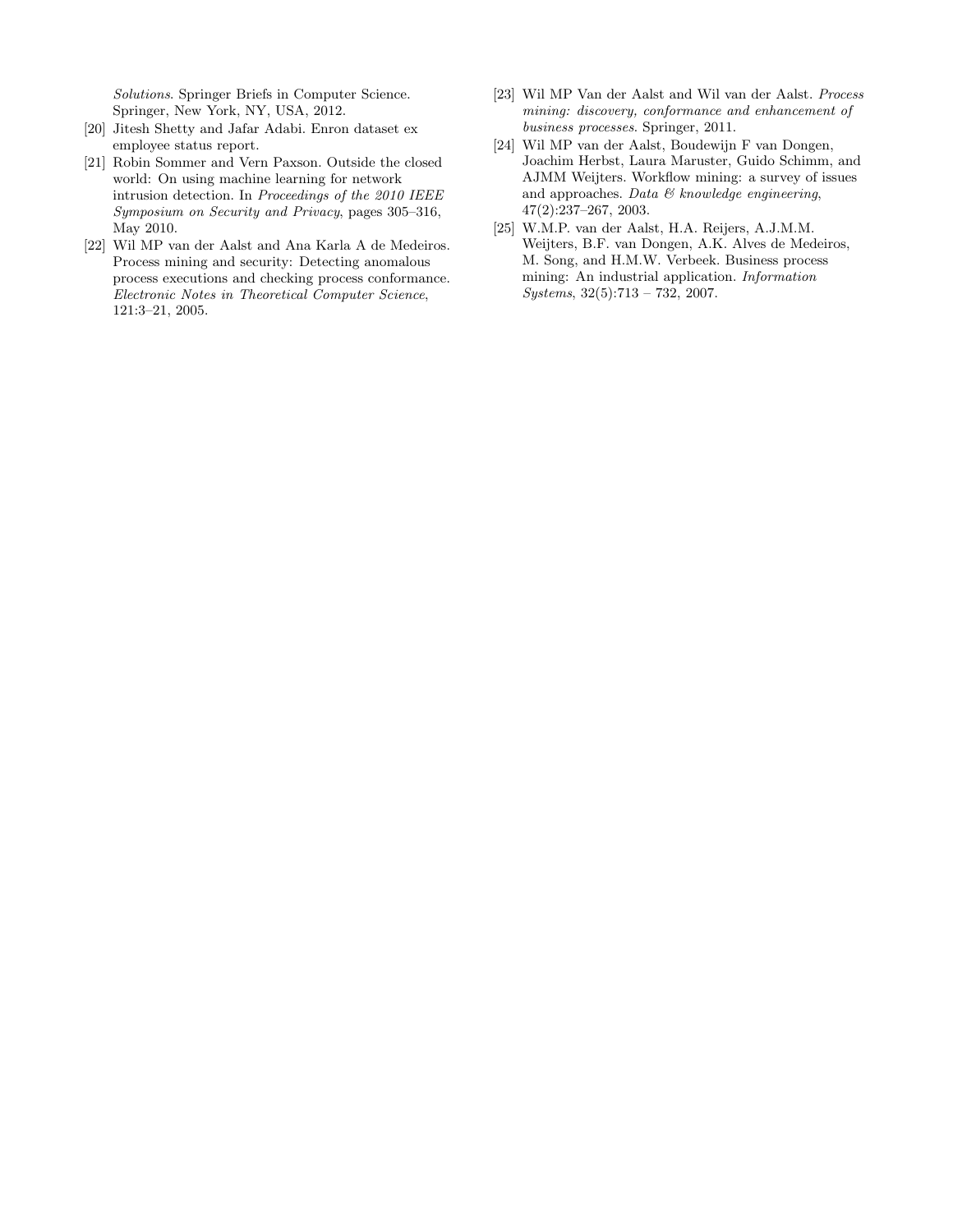*Solutions*. Springer Briefs in Computer Science. Springer, New York, NY, USA, 2012.

[20] Jitesh Shetty and Jafar Adabi. Enron dataset ex employee status report.

[21] Robin Sommer and Vern Paxson. Outside the closed world: On using machine learning for network intrusion detection. In *Proceedings of the 2010 IEEE Symposium on Security and Privacy*, pages 305–316, May 2010.

[22] Wil MP van der Aalst and Ana Karla A de Medeiros. Process mining and security: Detecting anomalous process executions and checking process conformance. *Electronic Notes in Theoretical Computer Science*, 121:3–21, 2005.

[23] Wil MP Van der Aalst and Wil van der Aalst. *Process mining: discovery, conformance and enhancement of business processes*. Springer, 2011.

[24] Wil MP van der Aalst, Boudewijn F van Dongen, Joachim Herbst, Laura Maruster, Guido Schimm, and AJMM Weijters. Workflow mining: a survey of issues and approaches. *Data & knowledge engineering*, 47(2):237–267, 2003.

[25] W.M.P. van der Aalst, H.A. Reijers, A.J.M.M. Weijters, B.F. van Dongen, A.K. Alves de Medeiros, M. Song, and H.M.W. Verbeek. Business process mining: An industrial application. *Information Systems*, 32(5):713 – 732, 2007.